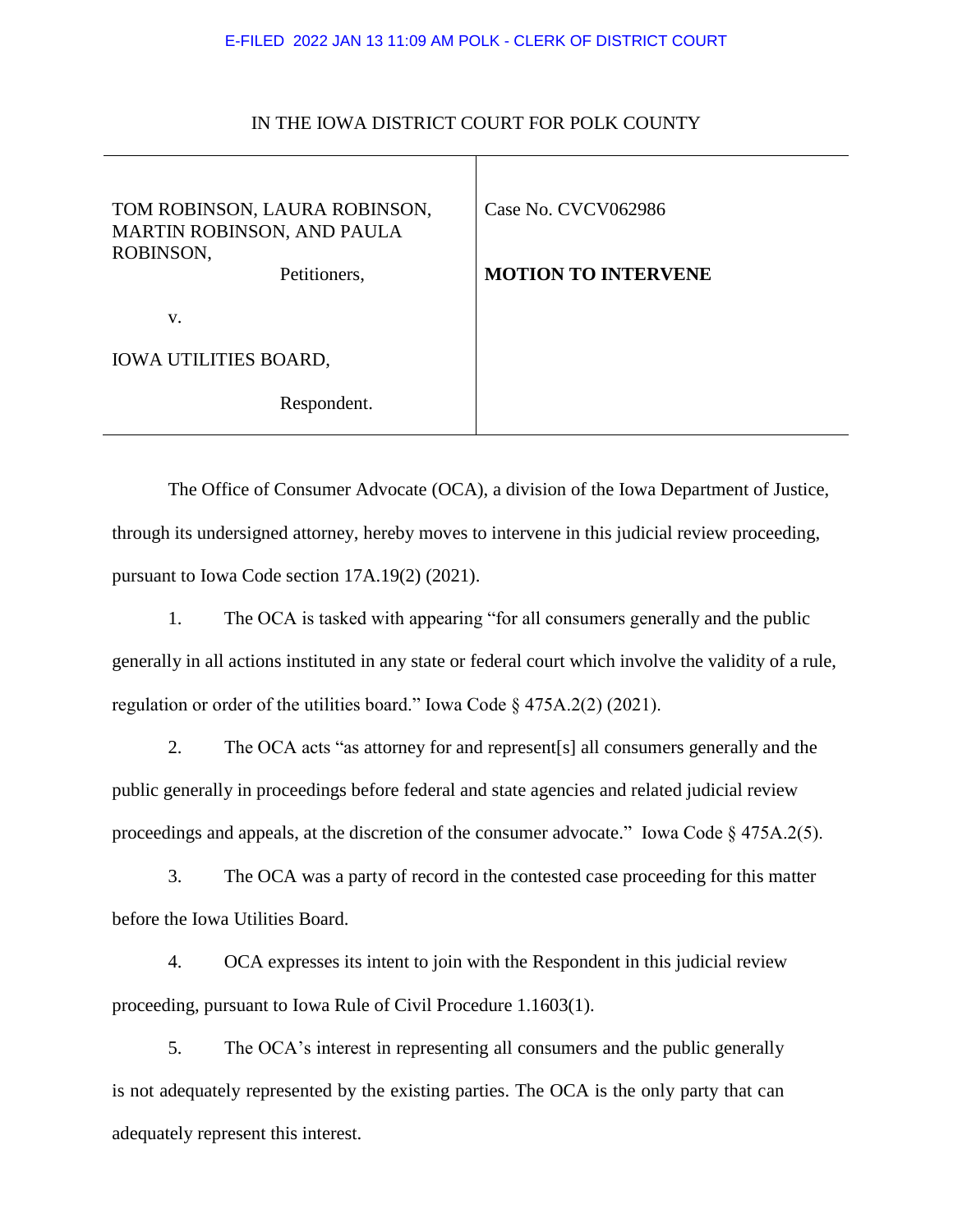E-FILED 2022 JAN 13 11:09 AM POLK - CLERK OF DISTRICT COURT

IN THE IOWA DISTRICT COURT FOR POLK COUNTY

| | |
|---|---|
| TOM ROBINSON, LAURA ROBINSON, MARTIN ROBINSON, AND PAULA ROBINSON,<br>Petitioners,<br><br>v.<br><br>IOWA UTILITIES BOARD,<br><br>Respondent. | Case No. CVCV062986<br><br>**MOTION TO INTERVENE** |

The Office of Consumer Advocate (OCA), a division of the Iowa Department of Justice, through its undersigned attorney, hereby moves to intervene in this judicial review proceeding, pursuant to Iowa Code section 17A.19(2) (2021).

1. The OCA is tasked with appearing "for all consumers generally and the public generally in all actions instituted in any state or federal court which involve the validity of a rule, regulation or order of the utilities board." Iowa Code § 475A.2(2) (2021).

2. The OCA acts "as attorney for and represent[s] all consumers generally and the public generally in proceedings before federal and state agencies and related judicial review proceedings and appeals, at the discretion of the consumer advocate." Iowa Code § 475A.2(5).

3. The OCA was a party of record in the contested case proceeding for this matter before the Iowa Utilities Board.

4. OCA expresses its intent to join with the Respondent in this judicial review proceeding, pursuant to Iowa Rule of Civil Procedure 1.1603(1).

5. The OCA's interest in representing all consumers and the public generally is not adequately represented by the existing parties. The OCA is the only party that can adequately represent this interest.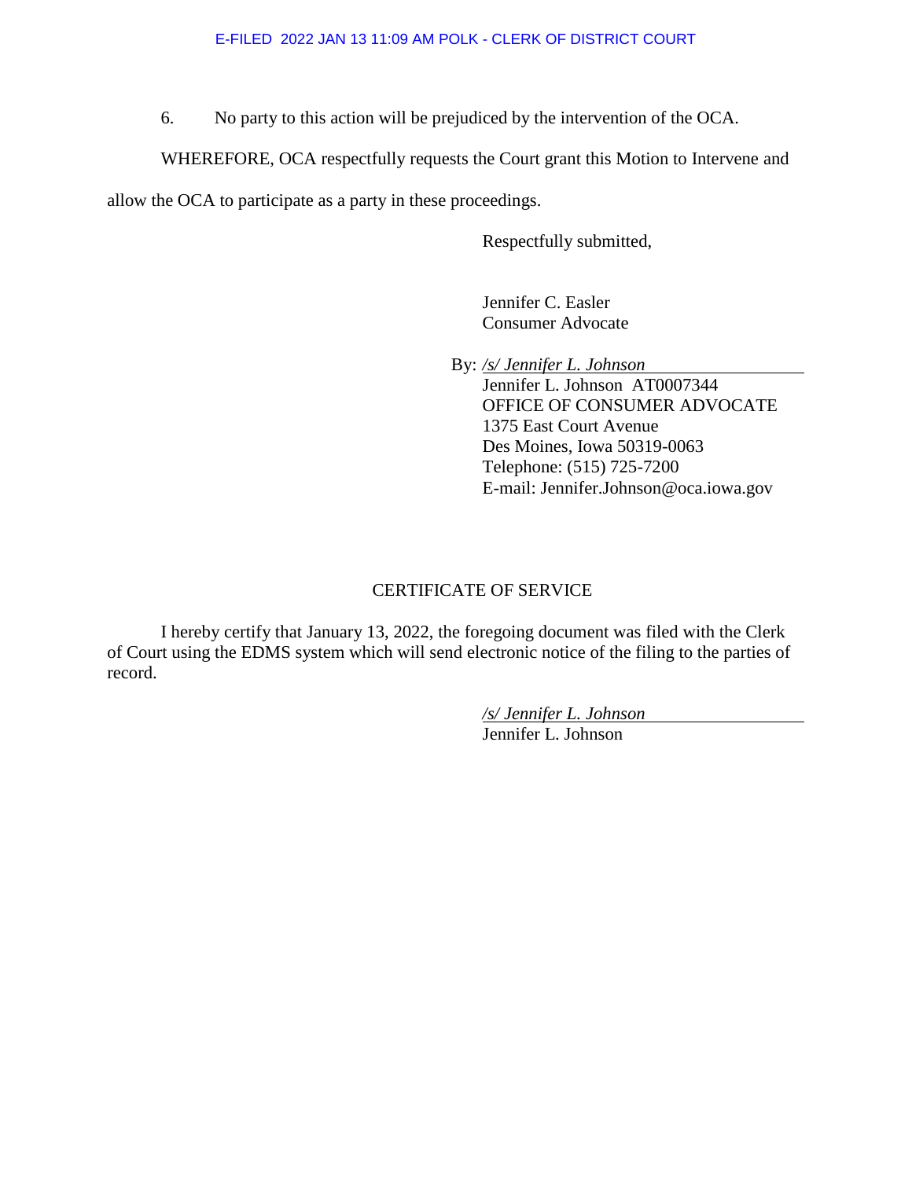6. No party to this action will be prejudiced by the intervention of the OCA.

WHEREFORE, OCA respectfully requests the Court grant this Motion to Intervene and allow the OCA to participate as a party in these proceedings.

Respectfully submitted,

Jennifer C. Easler  
Consumer Advocate

By: */s/ Jennifer L. Johnson*  
Jennifer L. Johnson AT0007344  
OFFICE OF CONSUMER ADVOCATE  
1375 East Court Avenue  
Des Moines, Iowa 50319-0063  
Telephone: (515) 725-7200  
E-mail: Jennifer.Johnson@oca.iowa.gov

CERTIFICATE OF SERVICE

I hereby certify that January 13, 2022, the foregoing document was filed with the Clerk of Court using the EDMS system which will send electronic notice of the filing to the parties of record.

*/s/ Jennifer L. Johnson*  
Jennifer L. Johnson